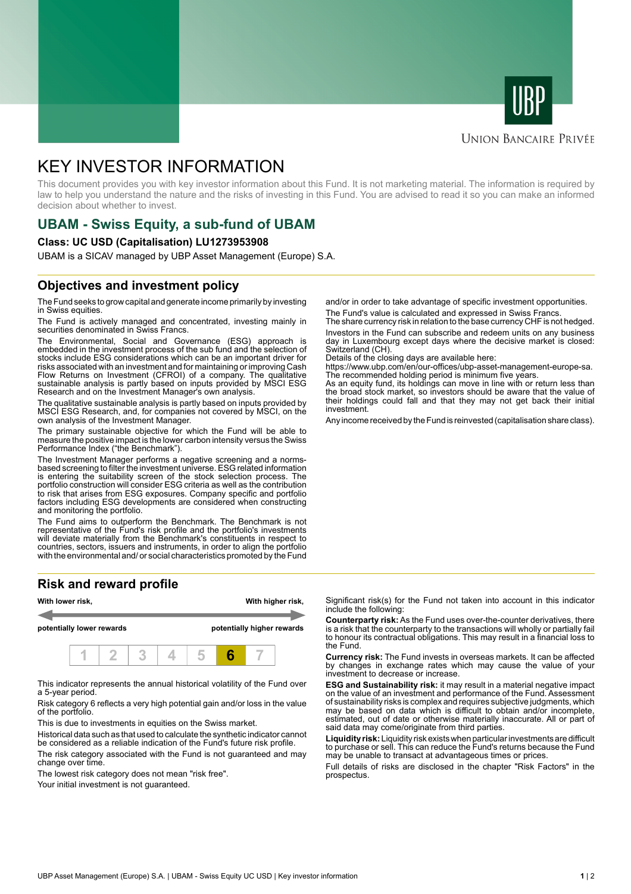Union Bancaire Privée

# KEY INVESTOR INFORMATION

This document provides you with key investor information about this Fund. It is not marketing material. The information is required by law to help you understand the nature and the risks of investing in this Fund. You are advised to read it so you can make an informed decision about whether to invest.

## UBAM - Swiss Equity, a sub-fund of UBAM

**Class: UC USD (Capitalisation) LU1273953908**

UBAM is a SICAV managed by UBP Asset Management (Europe) S.A.

## Objectives and investment policy

The Fund seeks to grow capital and generate income primarily by investing in Swiss equities.

The Fund is actively managed and concentrated, investing mainly in securities denominated in Swiss Francs.

The Environmental, Social and Governance (ESG) approach is embedded in the investment process of the sub fund and the selection of stocks include ESG considerations which can be an important driver for risks associated with an investment and for maintaining or improving Cash Flow Returns on Investment (CFROI) of a company. The qualitative sustainable analysis is partly based on inputs provided by MSCI ESG Research and on the Investment Manager's own analysis.

The qualitative sustainable analysis is partly based on inputs provided by MSCI ESG Research, and, for companies not covered by MSCI, on the own analysis of the Investment Manager.

The primary sustainable objective for which the Fund will be able to measure the positive impact is the lower carbon intensity versus the Swiss Performance Index ("the Benchmark").

The Investment Manager performs a negative screening and a norms-based screening to filter the investment universe. ESG related information is entering the suitability screen of the stock selection process. The portfolio construction will consider ESG criteria as well as the contribution to risk that arises from ESG exposures. Company specific and portfolio factors including ESG developments are considered when constructing and monitoring the portfolio.

The Fund aims to outperform the Benchmark. The Benchmark is not representative of the Fund's risk profile and the portfolio's investments will deviate materially from the Benchmark's constituents in respect to countries, sectors, issuers and instruments, in order to align the portfolio with the environmental and/ or social characteristics promoted by the Fund and/or in order to take advantage of specific investment opportunities.

The Fund's value is calculated and expressed in Swiss Francs.

The share currency risk in relation to the base currency CHF is not hedged.

Investors in the Fund can subscribe and redeem units on any business day in Luxembourg except days where the decisive market is closed: Switzerland (CH).

Details of the closing days are available here:
https://www.ubp.com/en/our-offices/ubp-asset-management-europe-sa.

The recommended holding period is minimum five years.

As an equity fund, its holdings can move in line with or return less than the broad stock market, so investors should be aware that the value of their holdings could fall and that they may not get back their initial investment.

Any income received by the Fund is reinvested (capitalisation share class).

## Risk and reward profile

| With lower risk, potentially lower rewards | | | | | | With higher risk, potentially higher rewards |
|---|---|---|---|---|---|---|
| 1 | 2 | 3 | 4 | 5 | **6** | 7 |

This indicator represents the annual historical volatility of the Fund over a 5-year period.

Risk category 6 reflects a very high potential gain and/or loss in the value of the portfolio.

This is due to investments in equities on the Swiss market.

Historical data such as that used to calculate the synthetic indicator cannot be considered as a reliable indication of the Fund's future risk profile.

The risk category associated with the Fund is not guaranteed and may change over time.

The lowest risk category does not mean "risk free".

Your initial investment is not guaranteed.

Significant risk(s) for the Fund not taken into account in this indicator include the following:

**Counterparty risk:** As the Fund uses over-the-counter derivatives, there is a risk that the counterparty to the transactions will wholly or partially fail to honour its contractual obligations. This may result in a financial loss to the Fund.

**Currency risk:** The Fund invests in overseas markets. It can be affected by changes in exchange rates which may cause the value of your investment to decrease or increase.

**ESG and Sustainability risk:** it may result in a material negative impact on the value of an investment and performance of the Fund. Assessment of sustainability risks is complex and requires subjective judgments, which may be based on data which is difficult to obtain and/or incomplete, estimated, out of date or otherwise materially inaccurate. All or part of said data may come/originate from third parties.

**Liquidity risk:** Liquidity risk exists when particular investments are difficult to purchase or sell. This can reduce the Fund's returns because the Fund may be unable to transact at advantageous times or prices.

Full details of risks are disclosed in the chapter "Risk Factors" in the prospectus.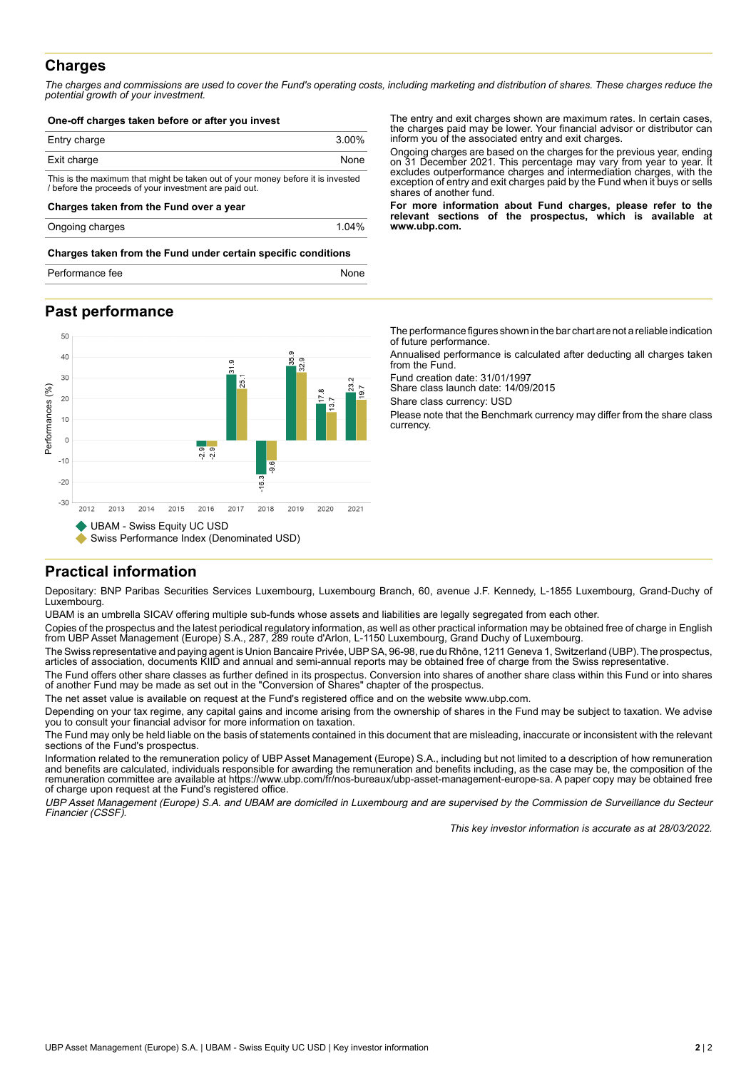## Charges

*The charges and commissions are used to cover the Fund's operating costs, including marketing and distribution of shares. These charges reduce the potential growth of your investment.*

| One-off charges taken before or after you invest | |
|---|---|
| Entry charge | 3.00% |
| Exit charge | None |

This is the maximum that might be taken out of your money before it is invested / before the proceeds of your investment are paid out.

| Charges taken from the Fund over a year | |
|---|---|
| Ongoing charges | 1.04% |

| Charges taken from the Fund under certain specific conditions | |
|---|---|
| Performance fee | None |

The entry and exit charges shown are maximum rates. In certain cases, the charges paid may be lower. Your financial advisor or distributor can inform you of the associated entry and exit charges.

Ongoing charges are based on the charges for the previous year, ending on 31 December 2021. This percentage may vary from year to year. It excludes outperformance charges and intermediation charges, with the exception of entry and exit charges paid by the Fund when it buys or sells shares of another fund.

**For more information about Fund charges, please refer to the relevant sections of the prospectus, which is available at www.ubp.com.**

## Past performance

Performances (%)

50
40
30
20
10
0
-10
-20
-30

2012 2013 2014 2015 2016 2017 2018 2019 2020 2021

-2.9 -2.9
31.9 25.1
-16.3 -9.6
35.9 32.9
17.8 13.7
23.2 19.7

UBAM - Swiss Equity UC USD
Swiss Performance Index (Denominated USD)

The performance figures shown in the bar chart are not a reliable indication of future performance.

Annualised performance is calculated after deducting all charges taken from the Fund.

Fund creation date: 31/01/1997
Share class launch date: 14/09/2015

Share class currency: USD

Please note that the Benchmark currency may differ from the share class currency.

## Practical information

Depositary: BNP Paribas Securities Services Luxembourg, Luxembourg Branch, 60, avenue J.F. Kennedy, L-1855 Luxembourg, Grand-Duchy of Luxembourg.

UBAM is an umbrella SICAV offering multiple sub-funds whose assets and liabilities are legally segregated from each other.

Copies of the prospectus and the latest periodical regulatory information, as well as other practical information may be obtained free of charge in English from UBP Asset Management (Europe) S.A., 287, 289 route d'Arlon, L-1150 Luxembourg, Grand Duchy of Luxembourg.

The Swiss representative and paying agent is Union Bancaire Privée, UBP SA, 96-98, rue du Rhône, 1211 Geneva 1, Switzerland (UBP). The prospectus, articles of association, documents KIID and annual and semi-annual reports may be obtained free of charge from the Swiss representative.

The Fund offers other share classes as further defined in its prospectus. Conversion into shares of another share class within this Fund or into shares of another Fund may be made as set out in the "Conversion of Shares" chapter of the prospectus.

The net asset value is available on request at the Fund's registered office and on the website www.ubp.com.

Depending on your tax regime, any capital gains and income arising from the ownership of shares in the Fund may be subject to taxation. We advise you to consult your financial advisor for more information on taxation.

The Fund may only be held liable on the basis of statements contained in this document that are misleading, inaccurate or inconsistent with the relevant sections of the Fund's prospectus.

Information related to the remuneration policy of UBP Asset Management (Europe) S.A., including but not limited to a description of how remuneration and benefits are calculated, individuals responsible for awarding the remuneration and benefits including, as the case may be, the composition of the remuneration committee are available at https://www.ubp.com/fr/nos-bureaux/ubp-asset-management-europe-sa. A paper copy may be obtained free of charge upon request at the Fund's registered office.

*UBP Asset Management (Europe) S.A. and UBAM are domiciled in Luxembourg and are supervised by the Commission de Surveillance du Secteur Financier (CSSF).*

*This key investor information is accurate as at 28/03/2022.*